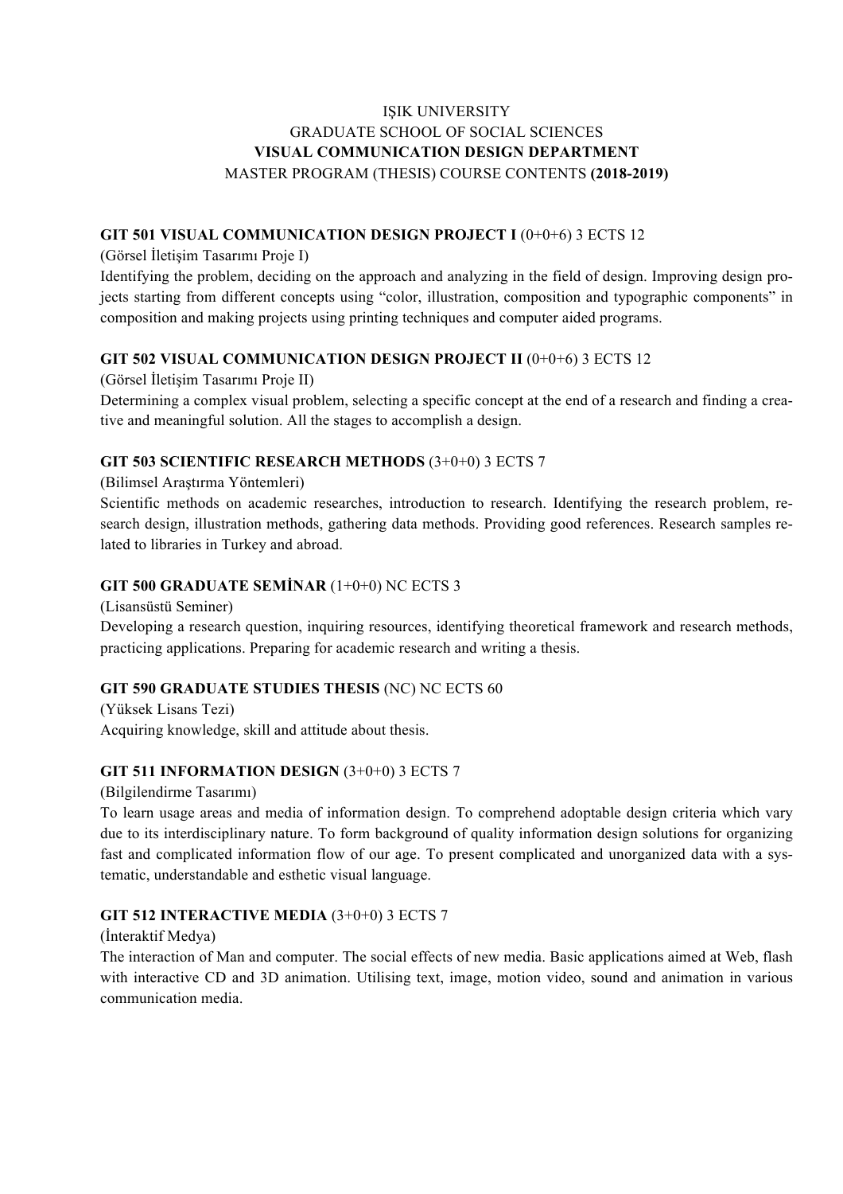# IŞIK UNIVERSITY
## GRADUATE SCHOOL OF SOCIAL SCIENCES
## **VISUAL COMMUNICATION DESIGN DEPARTMENT**
### MASTER PROGRAM (THESIS) COURSE CONTENTS **(2018-2019)**

**GIT 501 VISUAL COMMUNICATION DESIGN PROJECT I** (0+0+6) 3 ECTS 12

(Görsel İletişim Tasarımı Proje I)

Identifying the problem, deciding on the approach and analyzing in the field of design. Improving design projects starting from different concepts using "color, illustration, composition and typographic components" in composition and making projects using printing techniques and computer aided programs.

**GIT 502 VISUAL COMMUNICATION DESIGN PROJECT II** (0+0+6) 3 ECTS 12

(Görsel İletişim Tasarımı Proje II)

Determining a complex visual problem, selecting a specific concept at the end of a research and finding a creative and meaningful solution. All the stages to accomplish a design.

**GIT 503 SCIENTIFIC RESEARCH METHODS** (3+0+0) 3 ECTS 7

(Bilimsel Araştırma Yöntemleri)

Scientific methods on academic researches, introduction to research. Identifying the research problem, research design, illustration methods, gathering data methods. Providing good references. Research samples related to libraries in Turkey and abroad.

**GIT 500 GRADUATE SEMİNAR** (1+0+0) NC ECTS 3

(Lisansüstü Seminer)

Developing a research question, inquiring resources, identifying theoretical framework and research methods, practicing applications. Preparing for academic research and writing a thesis.

**GIT 590 GRADUATE STUDIES THESIS** (NC) NC ECTS 60

(Yüksek Lisans Tezi)

Acquiring knowledge, skill and attitude about thesis.

**GIT 511 INFORMATION DESIGN** (3+0+0) 3 ECTS 7

(Bilgilendirme Tasarımı)

To learn usage areas and media of information design. To comprehend adoptable design criteria which vary due to its interdisciplinary nature. To form background of quality information design solutions for organizing fast and complicated information flow of our age. To present complicated and unorganized data with a systematic, understandable and esthetic visual language.

**GIT 512 INTERACTIVE MEDIA** (3+0+0) 3 ECTS 7

(İnteraktif Medya)

The interaction of Man and computer. The social effects of new media. Basic applications aimed at Web, flash with interactive CD and 3D animation. Utilising text, image, motion video, sound and animation in various communication media.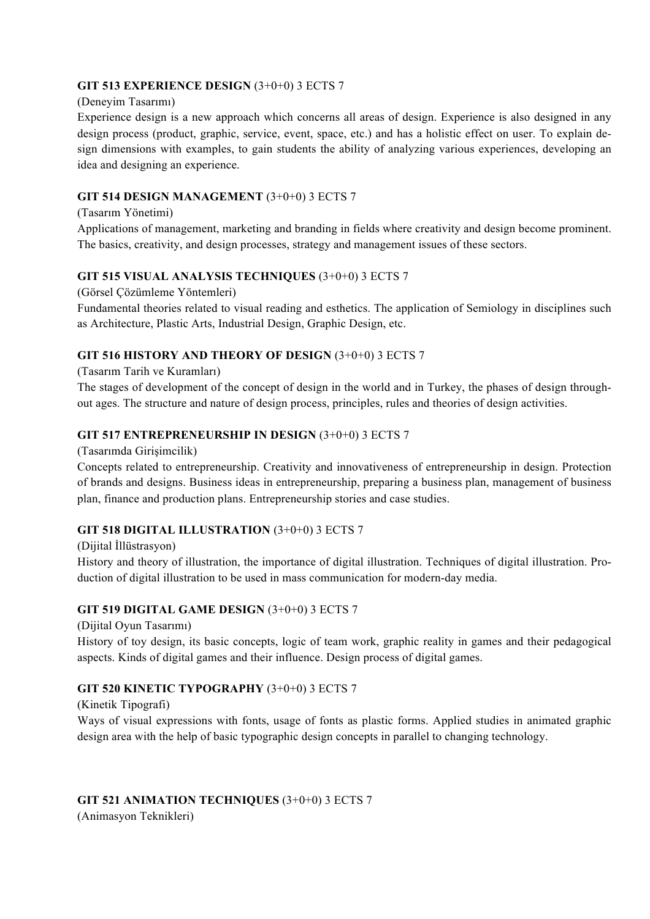**GIT 513 EXPERIENCE DESIGN** (3+0+0) 3 ECTS 7

(Deneyim Tasarımı)

Experience design is a new approach which concerns all areas of design. Experience is also designed in any design process (product, graphic, service, event, space, etc.) and has a holistic effect on user. To explain design dimensions with examples, to gain students the ability of analyzing various experiences, developing an idea and designing an experience.

**GIT 514 DESIGN MANAGEMENT** (3+0+0) 3 ECTS 7

(Tasarım Yönetimi)

Applications of management, marketing and branding in fields where creativity and design become prominent. The basics, creativity, and design processes, strategy and management issues of these sectors.

**GIT 515 VISUAL ANALYSIS TECHNIQUES** (3+0+0) 3 ECTS 7

(Görsel Çözümleme Yöntemleri)

Fundamental theories related to visual reading and esthetics. The application of Semiology in disciplines such as Architecture, Plastic Arts, Industrial Design, Graphic Design, etc.

**GIT 516 HISTORY AND THEORY OF DESIGN** (3+0+0) 3 ECTS 7

(Tasarım Tarih ve Kuramları)

The stages of development of the concept of design in the world and in Turkey, the phases of design throughout ages. The structure and nature of design process, principles, rules and theories of design activities.

**GIT 517 ENTREPRENEURSHIP IN DESIGN** (3+0+0) 3 ECTS 7

(Tasarımda Girişimcilik)

Concepts related to entrepreneurship. Creativity and innovativeness of entrepreneurship in design. Protection of brands and designs. Business ideas in entrepreneurship, preparing a business plan, management of business plan, finance and production plans. Entrepreneurship stories and case studies.

**GIT 518 DIGITAL ILLUSTRATION** (3+0+0) 3 ECTS 7

(Dijital İllüstrasyon)

History and theory of illustration, the importance of digital illustration. Techniques of digital illustration. Production of digital illustration to be used in mass communication for modern-day media.

**GIT 519 DIGITAL GAME DESIGN** (3+0+0) 3 ECTS 7

(Dijital Oyun Tasarımı)

History of toy design, its basic concepts, logic of team work, graphic reality in games and their pedagogical aspects. Kinds of digital games and their influence. Design process of digital games.

**GIT 520 KINETIC TYPOGRAPHY** (3+0+0) 3 ECTS 7

(Kinetik Tipografi)

Ways of visual expressions with fonts, usage of fonts as plastic forms. Applied studies in animated graphic design area with the help of basic typographic design concepts in parallel to changing technology.

**GIT 521 ANIMATION TECHNIQUES** (3+0+0) 3 ECTS 7

(Animasyon Teknikleri)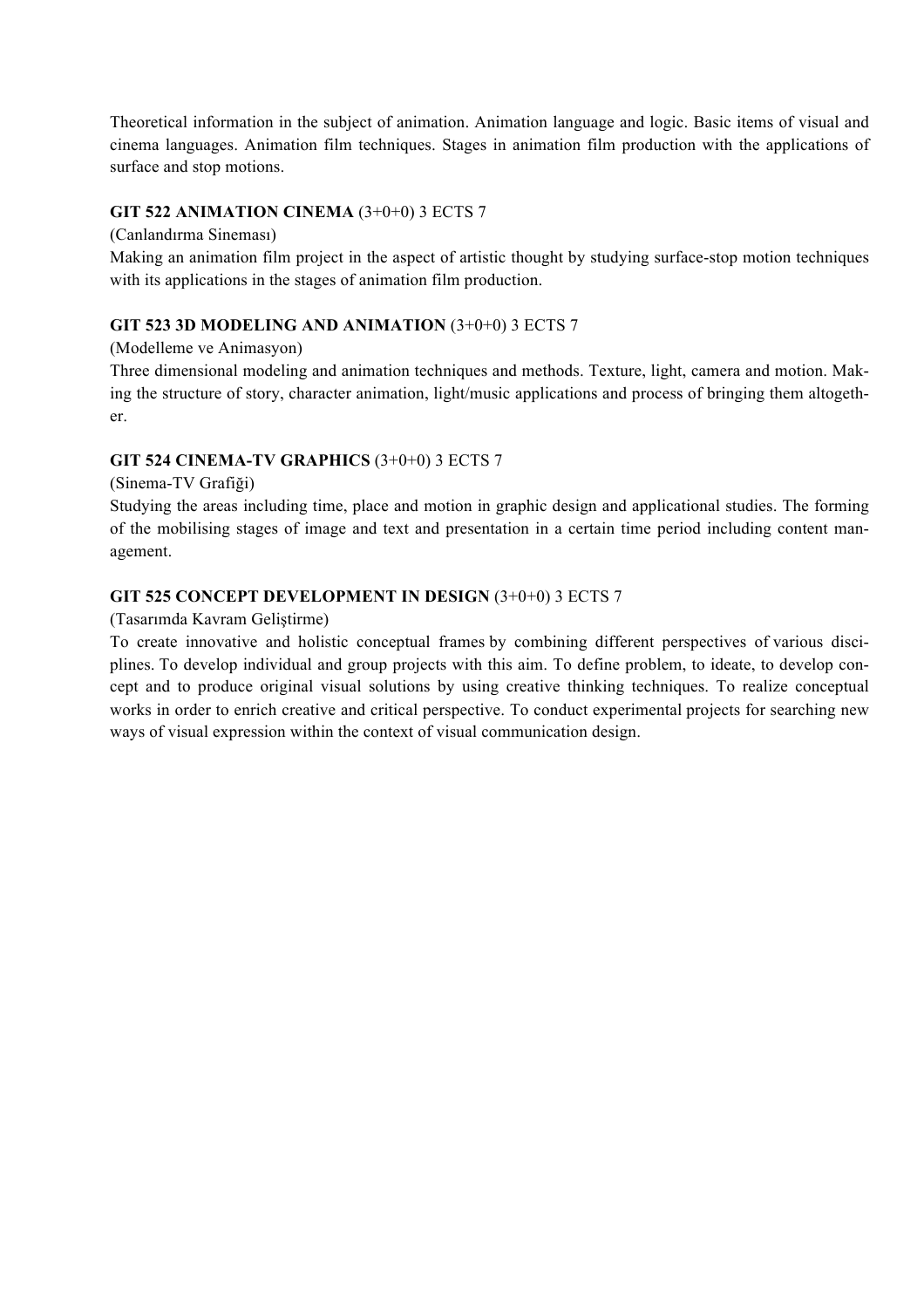Theoretical information in the subject of animation. Animation language and logic. Basic items of visual and cinema languages. Animation film techniques. Stages in animation film production with the applications of surface and stop motions.

**GIT 522 ANIMATION CINEMA** (3+0+0) 3 ECTS 7

(Canlandırma Sineması)

Making an animation film project in the aspect of artistic thought by studying surface-stop motion techniques with its applications in the stages of animation film production.

**GIT 523 3D MODELING AND ANIMATION** (3+0+0) 3 ECTS 7

(Modelleme ve Animasyon)

Three dimensional modeling and animation techniques and methods. Texture, light, camera and motion. Making the structure of story, character animation, light/music applications and process of bringing them altogether.

**GIT 524 CINEMA-TV GRAPHICS** (3+0+0) 3 ECTS 7

(Sinema-TV Grafiği)

Studying the areas including time, place and motion in graphic design and applicational studies. The forming of the mobilising stages of image and text and presentation in a certain time period including content management.

**GIT 525 CONCEPT DEVELOPMENT IN DESIGN** (3+0+0) 3 ECTS 7

(Tasarımda Kavram Geliştirme)

To create innovative and holistic conceptual frames by combining different perspectives of various disciplines. To develop individual and group projects with this aim. To define problem, to ideate, to develop concept and to produce original visual solutions by using creative thinking techniques. To realize conceptual works in order to enrich creative and critical perspective. To conduct experimental projects for searching new ways of visual expression within the context of visual communication design.